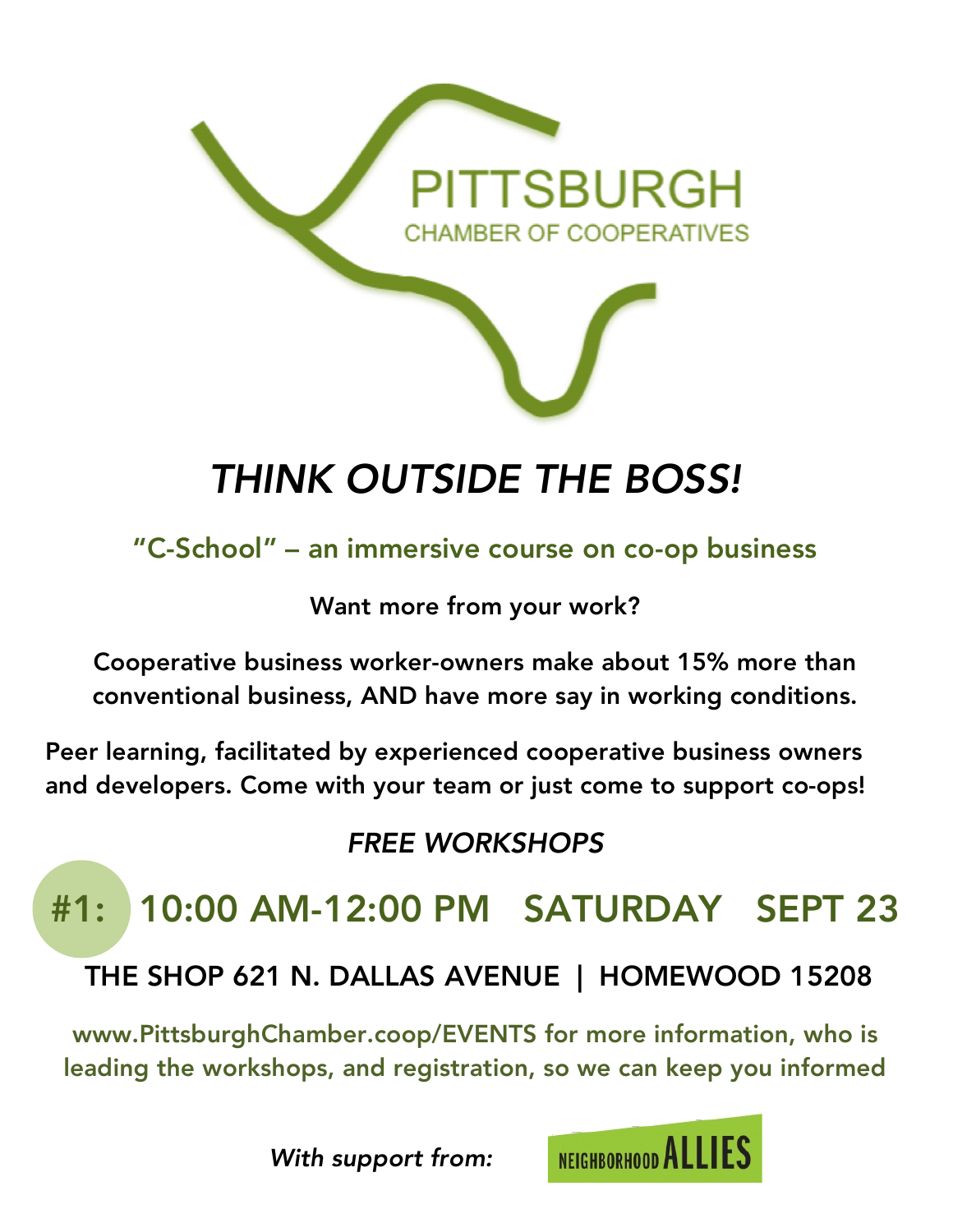PITTSBURGH
CHAMBER OF COOPERATIVES

# *THINK OUTSIDE THE BOSS!*

## "C-School" – an immersive course on co-op business

**Want more from your work?**

**Cooperative business worker-owners make about 15% more than conventional business, AND have more say in working conditions.**

**Peer learning, facilitated by experienced cooperative business owners and developers. Come with your team or just come to support co-ops!**

*FREE WORKSHOPS*

## #1: 10:00 AM-12:00 PM SATURDAY SEPT 23

**THE SHOP 621 N. DALLAS AVENUE | HOMEWOOD 15208**

**www.PittsburghChamber.coop/EVENTS for more information, who is leading the workshops, and registration, so we can keep you informed**

***With support from:*** NEIGHBORHOOD ALLIES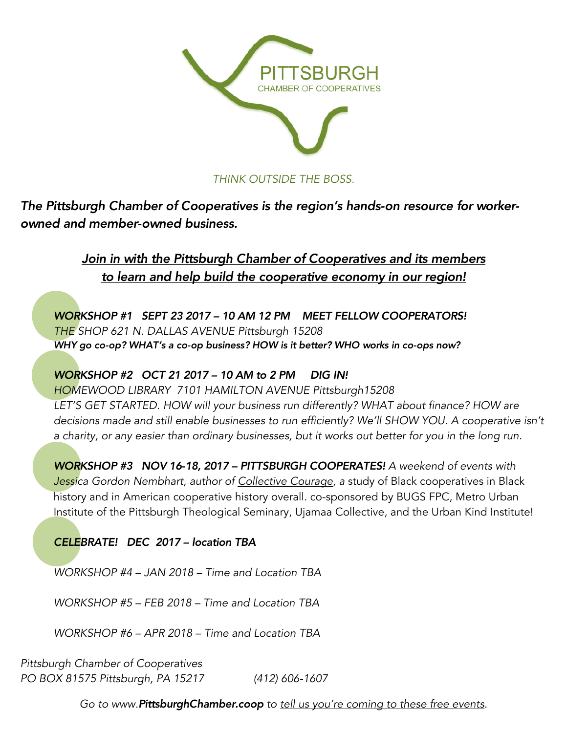PITTSBURGH
CHAMBER OF COOPERATIVES

*THINK OUTSIDE THE BOSS.*

***The Pittsburgh Chamber of Cooperatives is the region's hands-on resource for worker-owned and member-owned business.***

***Join in with the Pittsburgh Chamber of Cooperatives and its members to learn and help build the cooperative economy in our region!***

***WORKSHOP #1 SEPT 23 2017 – 10 AM 12 PM MEET FELLOW COOPERATORS!***
*THE SHOP 621 N. DALLAS AVENUE Pittsburgh 15208*
***WHY go co-op? WHAT's a co-op business? HOW is it better? WHO works in co-ops now?***

***WORKSHOP #2 OCT 21 2017 – 10 AM to 2 PM DIG IN!***
*HOMEWOOD LIBRARY 7101 HAMILTON AVENUE Pittsburgh15208*
*LET'S GET STARTED. HOW will your business run differently? WHAT about finance? HOW are decisions made and still enable businesses to run efficiently? We'll SHOW YOU. A cooperative isn't a charity, or any easier than ordinary businesses, but it works out better for you in the long run.*

***WORKSHOP #3 NOV 16-18, 2017 – PITTSBURGH COOPERATES!*** *A weekend of events with Jessica Gordon Nembhart, author of Collective Courage, a* study of Black cooperatives in Black history and in American cooperative history overall. co-sponsored by BUGS FPC, Metro Urban Institute of the Pittsburgh Theological Seminary, Ujamaa Collective, and the Urban Kind Institute!

***CELEBRATE! DEC 2017 – location TBA***

*WORKSHOP #4 – JAN 2018 – Time and Location TBA*

*WORKSHOP #5 – FEB 2018 – Time and Location TBA*

*WORKSHOP #6 – APR 2018 – Time and Location TBA*

*Pittsburgh Chamber of Cooperatives*
*PO BOX 81575 Pittsburgh, PA 15217 (412) 606-1607*

*Go to www.**PittsburghChamber.coop** to tell us you're coming to these free events.*